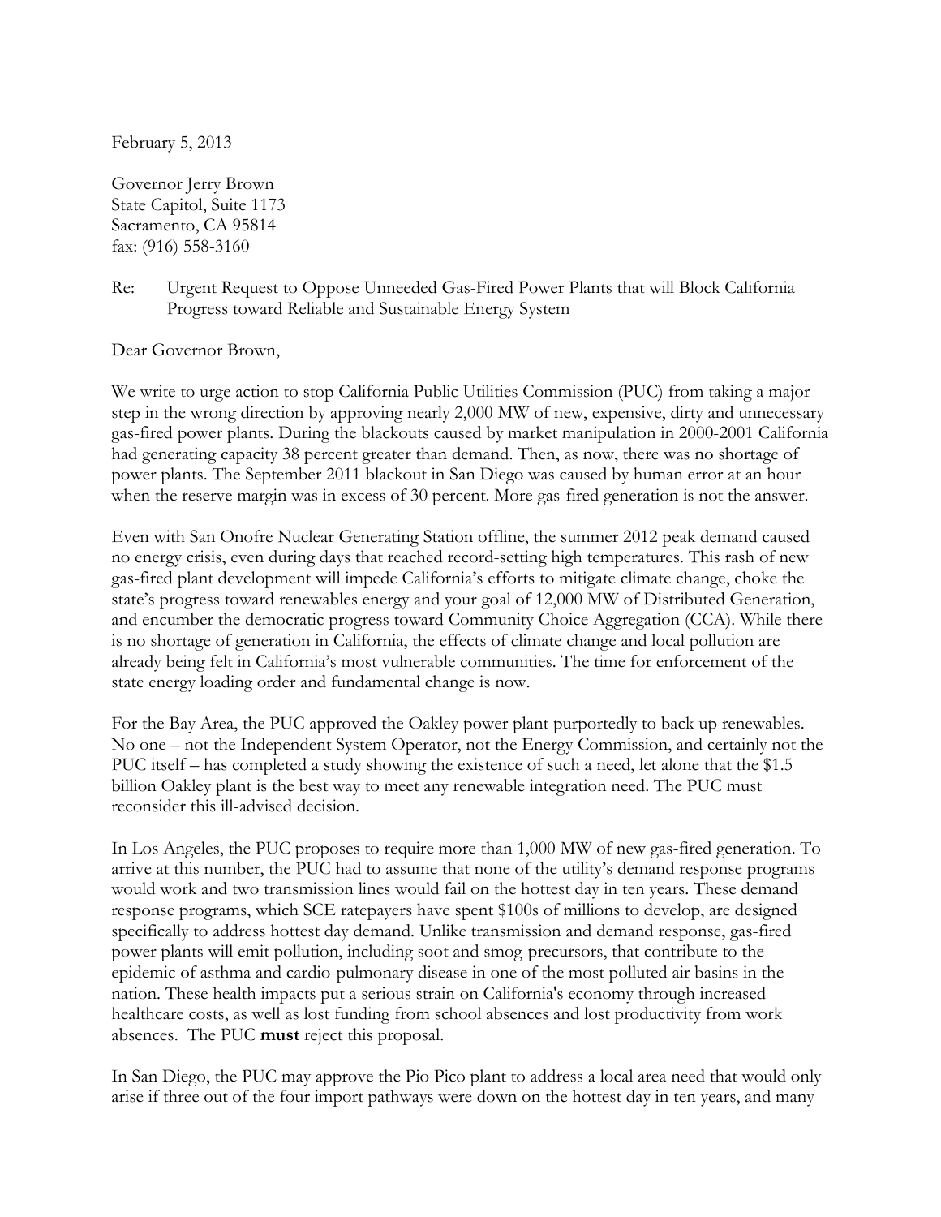February 5, 2013

Governor Jerry Brown
State Capitol, Suite 1173
Sacramento, CA 95814
fax: (916) 558-3160

Re: Urgent Request to Oppose Unneeded Gas-Fired Power Plants that will Block California Progress toward Reliable and Sustainable Energy System

Dear Governor Brown,

We write to urge action to stop California Public Utilities Commission (PUC) from taking a major step in the wrong direction by approving nearly 2,000 MW of new, expensive, dirty and unnecessary gas-fired power plants. During the blackouts caused by market manipulation in 2000-2001 California had generating capacity 38 percent greater than demand. Then, as now, there was no shortage of power plants. The September 2011 blackout in San Diego was caused by human error at an hour when the reserve margin was in excess of 30 percent. More gas-fired generation is not the answer.

Even with San Onofre Nuclear Generating Station offline, the summer 2012 peak demand caused no energy crisis, even during days that reached record-setting high temperatures. This rash of new gas-fired plant development will impede California's efforts to mitigate climate change, choke the state's progress toward renewables energy and your goal of 12,000 MW of Distributed Generation, and encumber the democratic progress toward Community Choice Aggregation (CCA). While there is no shortage of generation in California, the effects of climate change and local pollution are already being felt in California's most vulnerable communities. The time for enforcement of the state energy loading order and fundamental change is now.

For the Bay Area, the PUC approved the Oakley power plant purportedly to back up renewables. No one – not the Independent System Operator, not the Energy Commission, and certainly not the PUC itself – has completed a study showing the existence of such a need, let alone that the $1.5 billion Oakley plant is the best way to meet any renewable integration need. The PUC must reconsider this ill-advised decision.

In Los Angeles, the PUC proposes to require more than 1,000 MW of new gas-fired generation. To arrive at this number, the PUC had to assume that none of the utility's demand response programs would work and two transmission lines would fail on the hottest day in ten years. These demand response programs, which SCE ratepayers have spent $100s of millions to develop, are designed specifically to address hottest day demand. Unlike transmission and demand response, gas-fired power plants will emit pollution, including soot and smog-precursors, that contribute to the epidemic of asthma and cardio-pulmonary disease in one of the most polluted air basins in the nation. These health impacts put a serious strain on California's economy through increased healthcare costs, as well as lost funding from school absences and lost productivity from work absences. The PUC **must** reject this proposal.

In San Diego, the PUC may approve the Pio Pico plant to address a local area need that would only arise if three out of the four import pathways were down on the hottest day in ten years, and many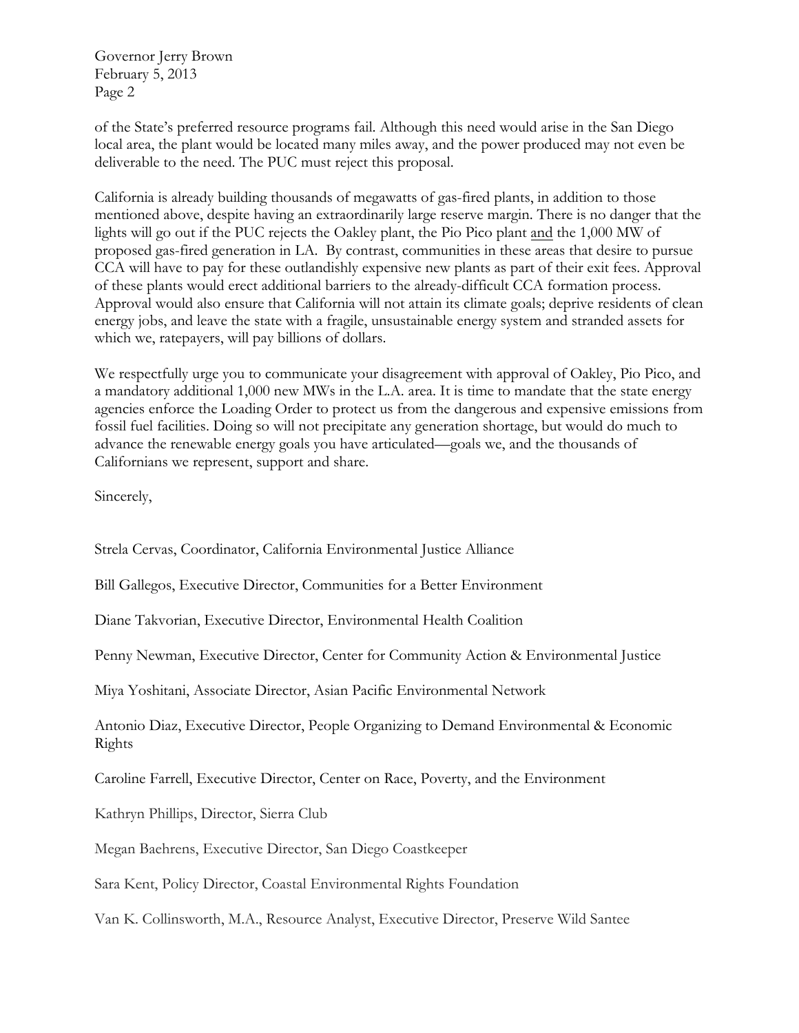of the State's preferred resource programs fail. Although this need would arise in the San Diego local area, the plant would be located many miles away, and the power produced may not even be deliverable to the need. The PUC must reject this proposal.

California is already building thousands of megawatts of gas-fired plants, in addition to those mentioned above, despite having an extraordinarily large reserve margin. There is no danger that the lights will go out if the PUC rejects the Oakley plant, the Pio Pico plant <u>and</u> the 1,000 MW of proposed gas-fired generation in LA. By contrast, communities in these areas that desire to pursue CCA will have to pay for these outlandishly expensive new plants as part of their exit fees. Approval of these plants would erect additional barriers to the already-difficult CCA formation process. Approval would also ensure that California will not attain its climate goals; deprive residents of clean energy jobs, and leave the state with a fragile, unsustainable energy system and stranded assets for which we, ratepayers, will pay billions of dollars.

We respectfully urge you to communicate your disagreement with approval of Oakley, Pio Pico, and a mandatory additional 1,000 new MWs in the L.A. area. It is time to mandate that the state energy agencies enforce the Loading Order to protect us from the dangerous and expensive emissions from fossil fuel facilities. Doing so will not precipitate any generation shortage, but would do much to advance the renewable energy goals you have articulated—goals we, and the thousands of Californians we represent, support and share.

Sincerely,

Strela Cervas, Coordinator, California Environmental Justice Alliance

Bill Gallegos, Executive Director, Communities for a Better Environment

Diane Takvorian, Executive Director, Environmental Health Coalition

Penny Newman, Executive Director, Center for Community Action & Environmental Justice

Miya Yoshitani, Associate Director, Asian Pacific Environmental Network

Antonio Diaz, Executive Director, People Organizing to Demand Environmental & Economic Rights

Caroline Farrell, Executive Director, Center on Race, Poverty, and the Environment

Kathryn Phillips, Director, Sierra Club

Megan Baehrens, Executive Director, San Diego Coastkeeper

Sara Kent, Policy Director, Coastal Environmental Rights Foundation

Van K. Collinsworth, M.A., Resource Analyst, Executive Director, Preserve Wild Santee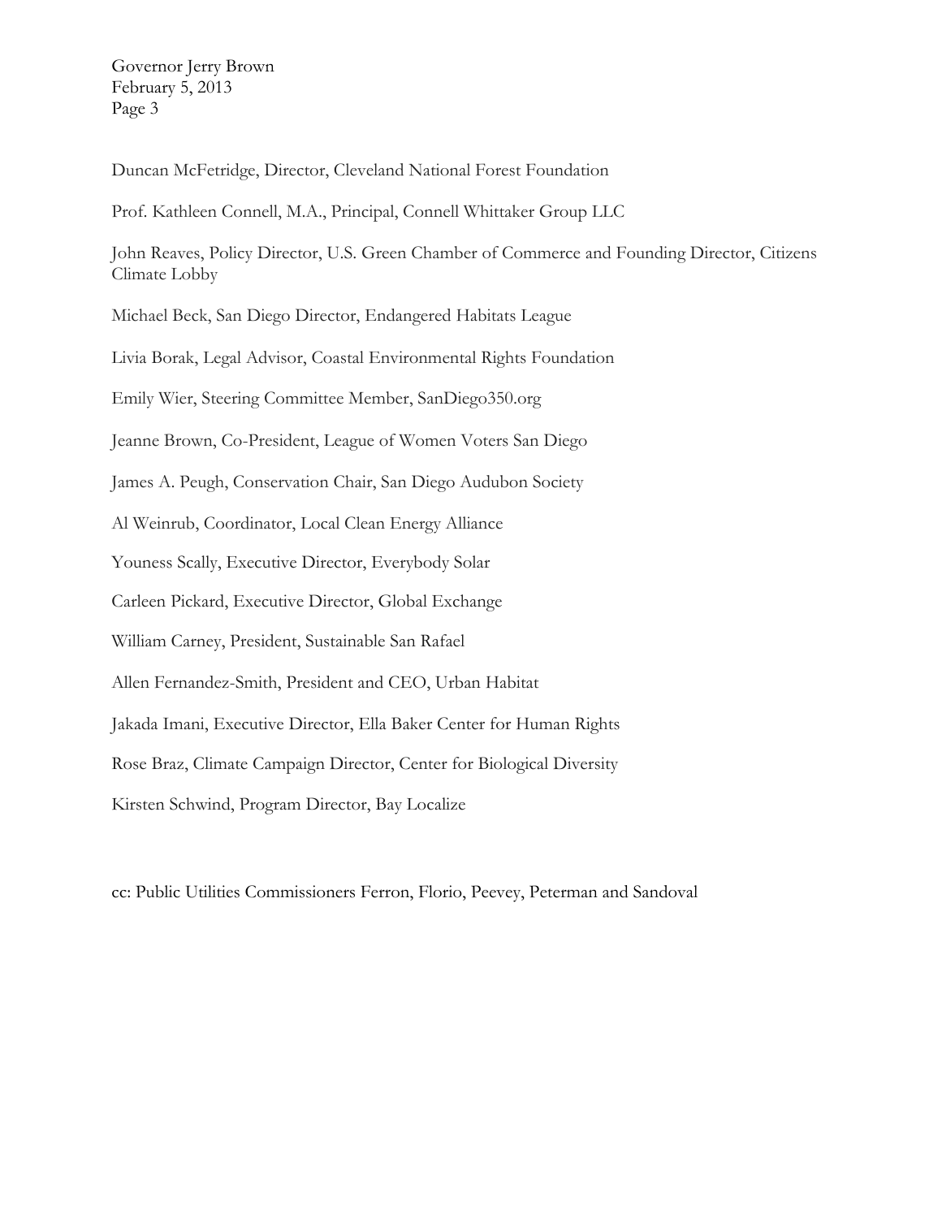Duncan McFetridge, Director, Cleveland National Forest Foundation

Prof. Kathleen Connell, M.A., Principal, Connell Whittaker Group LLC

John Reaves, Policy Director, U.S. Green Chamber of Commerce and Founding Director, Citizens Climate Lobby

Michael Beck, San Diego Director, Endangered Habitats League

Livia Borak, Legal Advisor, Coastal Environmental Rights Foundation

Emily Wier, Steering Committee Member, SanDiego350.org

Jeanne Brown, Co-President, League of Women Voters San Diego

James A. Peugh, Conservation Chair, San Diego Audubon Society

Al Weinrub, Coordinator, Local Clean Energy Alliance

Youness Scally, Executive Director, Everybody Solar

Carleen Pickard, Executive Director, Global Exchange

William Carney, President, Sustainable San Rafael

Allen Fernandez-Smith, President and CEO, Urban Habitat

Jakada Imani, Executive Director, Ella Baker Center for Human Rights

Rose Braz, Climate Campaign Director, Center for Biological Diversity

Kirsten Schwind, Program Director, Bay Localize

cc: Public Utilities Commissioners Ferron, Florio, Peevey, Peterman and Sandoval